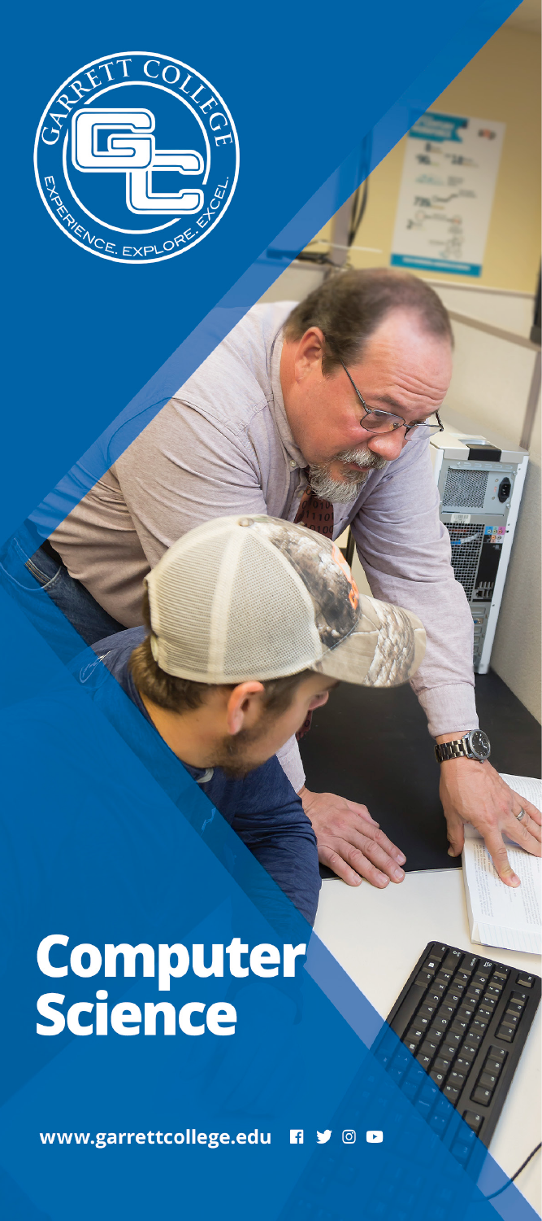GARRETT COLLEGE

EXPERIENCE. EXPLORE. EXCEL.

# Computer Science

**www.garrettcollege.edu**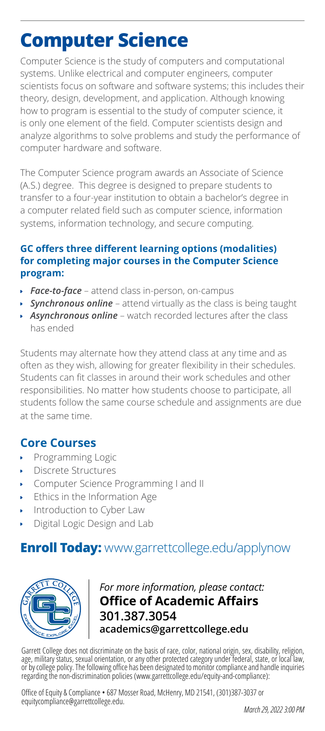# Computer Science

Computer Science is the study of computers and computational systems. Unlike electrical and computer engineers, computer scientists focus on software and software systems; this includes their theory, design, development, and application. Although knowing how to program is essential to the study of computer science, it is only one element of the field. Computer scientists design and analyze algorithms to solve problems and study the performance of computer hardware and software.

The Computer Science program awards an Associate of Science (A.S.) degree. This degree is designed to prepare students to transfer to a four-year institution to obtain a bachelor's degree in a computer related field such as computer science, information systems, information technology, and secure computing.

**GC offers three different learning options (modalities) for completing major courses in the Computer Science program:**

- ***Face-to-face*** – attend class in-person, on-campus
- ***Synchronous online*** – attend virtually as the class is being taught
- ***Asynchronous online*** – watch recorded lectures after the class has ended

Students may alternate how they attend class at any time and as often as they wish, allowing for greater flexibility in their schedules. Students can fit classes in around their work schedules and other responsibilities. No matter how students choose to participate, all students follow the same course schedule and assignments are due at the same time.

## Core Courses

- Programming Logic
- Discrete Structures
- Computer Science Programming I and II
- Ethics in the Information Age
- Introduction to Cyber Law
- Digital Logic Design and Lab

## Enroll Today: www.garrettcollege.edu/applynow

*For more information, please contact:*
**Office of Academic Affairs**
**301.387.3054**
**academics@garrettcollege.edu**

Garrett College does not discriminate on the basis of race, color, national origin, sex, disability, religion, age, military status, sexual orientation, or any other protected category under federal, state, or local law, or by college policy. The following office has been designated to monitor compliance and handle inquiries regarding the non-discrimination policies (www.garrettcollege.edu/equity-and-compliance):

Office of Equity & Compliance • 687 Mosser Road, McHenry, MD 21541, (301)387-3037 or equitycompliance@garrettcollege.edu.

*March 29, 2022 3:00 PM*